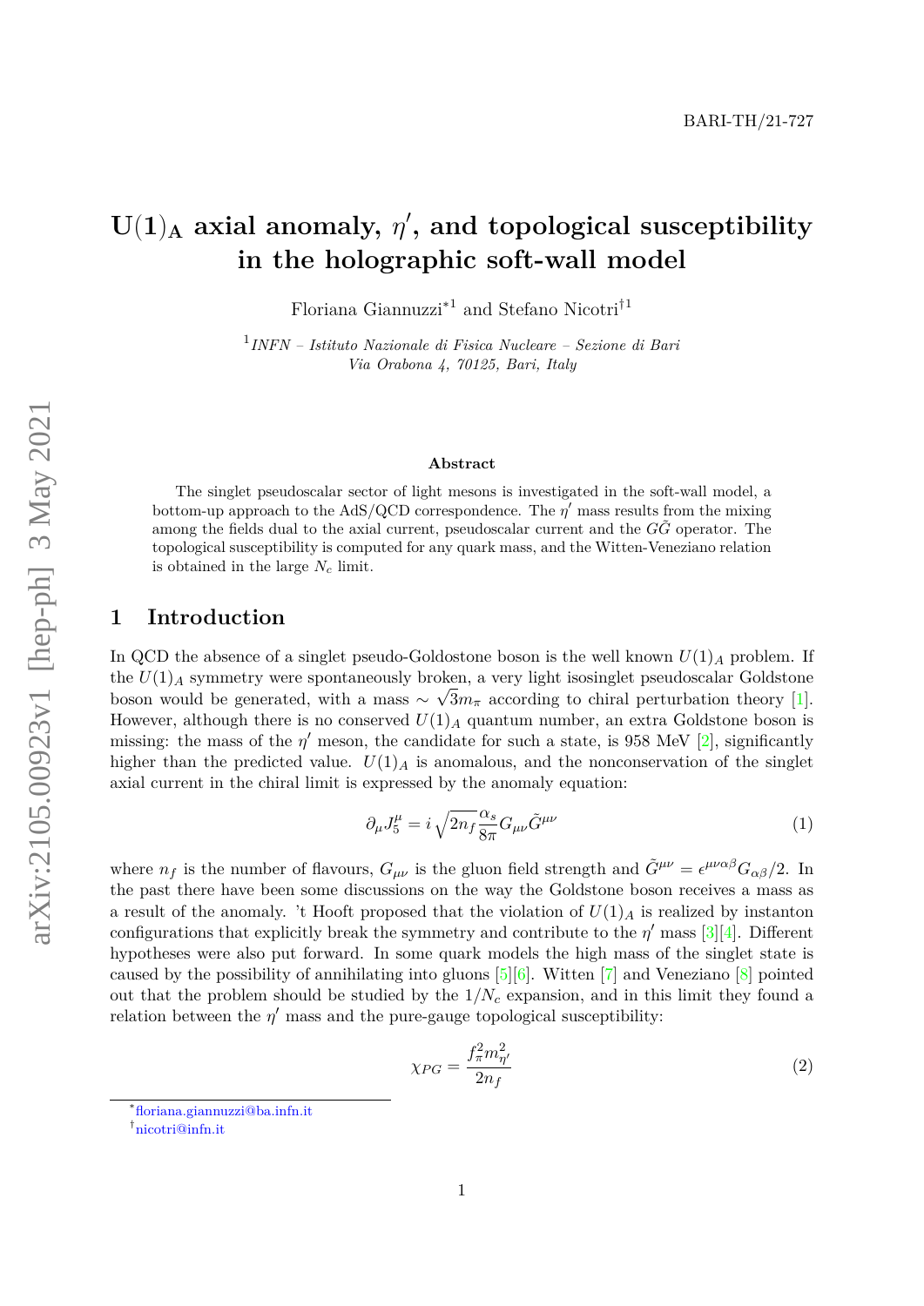BARI-TH/21-727

# $\mathbf{U(1)_A}$ axial anomaly, $\eta'$, and topological susceptibility in the holographic soft-wall model

Floriana Giannuzzi[*1] and Stefano Nicotri[†1]

[1] *INFN – Istituto Nazionale di Fisica Nucleare – Sezione di Bari Via Orabona 4, 70125, Bari, Italy*

### Abstract

The singlet pseudoscalar sector of light mesons is investigated in the soft-wall model, a bottom-up approach to the AdS/QCD correspondence. The $\eta'$ mass results from the mixing among the fields dual to the axial current, pseudoscalar current and the $G\tilde{G}$ operator. The topological susceptibility is computed for any quark mass, and the Witten-Veneziano relation is obtained in the large $N_c$ limit.

## 1 Introduction

In QCD the absence of a singlet pseudo-Goldostone boson is the well known $U(1)_A$ problem. If the $U(1)_A$ symmetry were spontaneously broken, a very light isosinglet pseudoscalar Goldstone boson would be generated, with a mass $\sim \sqrt{3}m_\pi$ according to chiral perturbation theory [1]. However, although there is no conserved $U(1)_A$ quantum number, an extra Goldstone boson is missing: the mass of the $\eta'$ meson, the candidate for such a state, is 958 MeV [2], significantly higher than the predicted value. $U(1)_A$ is anomalous, and the nonconservation of the singlet axial current in the chiral limit is expressed by the anomaly equation:

$$\partial_\mu J_5^\mu = i\sqrt{2n_f}\frac{\alpha_s}{8\pi}G_{\mu\nu}\tilde{G}^{\mu\nu} \tag{1}$$

where $n_f$ is the number of flavours, $G_{\mu\nu}$ is the gluon field strength and $\tilde{G}^{\mu\nu} = \epsilon^{\mu\nu\alpha\beta}G_{\alpha\beta}/2$. In the past there have been some discussions on the way the Goldstone boson receives a mass as a result of the anomaly. 't Hooft proposed that the violation of $U(1)_A$ is realized by instanton configurations that explicitly break the symmetry and contribute to the $\eta'$ mass [3][4]. Different hypotheses were also put forward. In some quark models the high mass of the singlet state is caused by the possibility of annihilating into gluons [5][6]. Witten [7] and Veneziano [8] pointed out that the problem should be studied by the $1/N_c$ expansion, and in this limit they found a relation between the $\eta'$ mass and the pure-gauge topological susceptibility:

$$\chi_{PG} = \frac{f_\pi^2 m_{\eta'}^2}{2n_f} \tag{2}$$

[*] floriana.giannuzzi@ba.infn.it

[†] nicotri@infn.it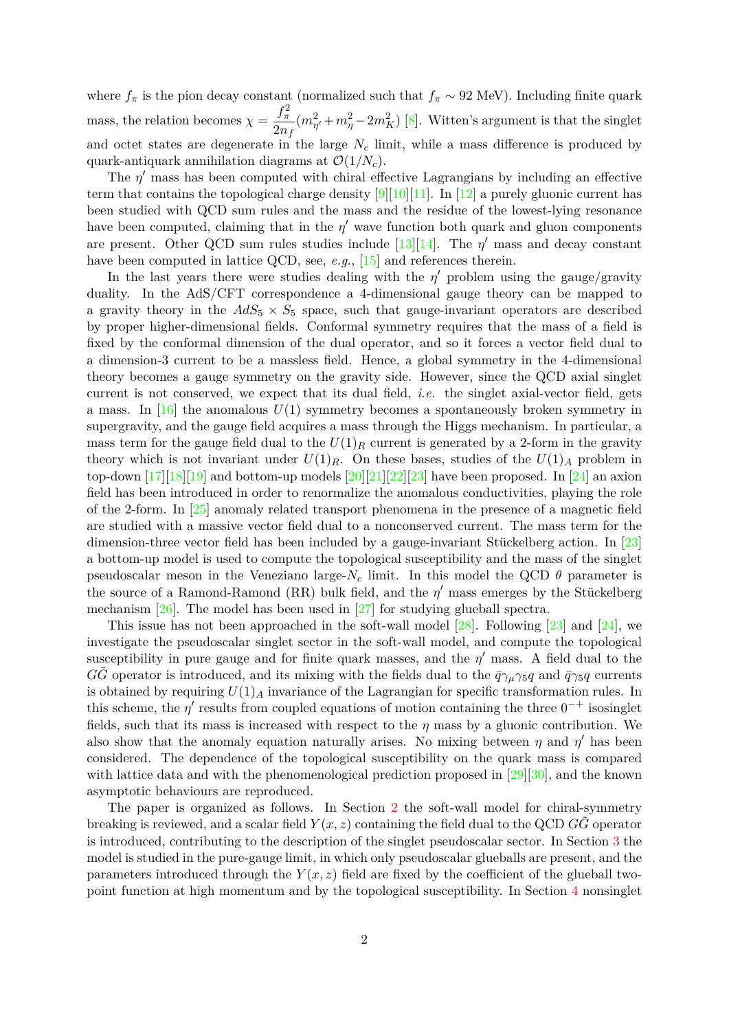where $f_\pi$ is the pion decay constant (normalized such that $f_\pi \sim 92$ MeV). Including finite quark mass, the relation becomes $\chi = \dfrac{f_\pi^2}{2n_f}(m_{\eta'}^2 + m_\eta^2 - 2m_K^2)$ [8]. Witten's argument is that the singlet and octet states are degenerate in the large $N_c$ limit, while a mass difference is produced by quark-antiquark annihilation diagrams at $\mathcal{O}(1/N_c)$.

The $\eta'$ mass has been computed with chiral effective Lagrangians by including an effective term that contains the topological charge density [9][10][11]. In [12] a purely gluonic current has been studied with QCD sum rules and the mass and the residue of the lowest-lying resonance have been computed, claiming that in the $\eta'$ wave function both quark and gluon components are present. Other QCD sum rules studies include [13][14]. The $\eta'$ mass and decay constant have been computed in lattice QCD, see, *e.g.*, [15] and references therein.

In the last years there were studies dealing with the $\eta'$ problem using the gauge/gravity duality. In the AdS/CFT correspondence a 4-dimensional gauge theory can be mapped to a gravity theory in the $AdS_5 \times S_5$ space, such that gauge-invariant operators are described by proper higher-dimensional fields. Conformal symmetry requires that the mass of a field is fixed by the conformal dimension of the dual operator, and so it forces a vector field dual to a dimension-3 current to be a massless field. Hence, a global symmetry in the 4-dimensional theory becomes a gauge symmetry on the gravity side. However, since the QCD axial singlet current is not conserved, we expect that its dual field, *i.e.* the singlet axial-vector field, gets a mass. In [16] the anomalous $U(1)$ symmetry becomes a spontaneously broken symmetry in supergravity, and the gauge field acquires a mass through the Higgs mechanism. In particular, a mass term for the gauge field dual to the $U(1)_R$ current is generated by a 2-form in the gravity theory which is not invariant under $U(1)_R$. On these bases, studies of the $U(1)_A$ problem in top-down [17][18][19] and bottom-up models [20][21][22][23] have been proposed. In [24] an axion field has been introduced in order to renormalize the anomalous conductivities, playing the role of the 2-form. In [25] anomaly related transport phenomena in the presence of a magnetic field are studied with a massive vector field dual to a nonconserved current. The mass term for the dimension-three vector field has been included by a gauge-invariant Stückelberg action. In [23] a bottom-up model is used to compute the topological susceptibility and the mass of the singlet pseudoscalar meson in the Veneziano large-$N_c$ limit. In this model the QCD $\theta$ parameter is the source of a Ramond-Ramond (RR) bulk field, and the $\eta'$ mass emerges by the Stückelberg mechanism [26]. The model has been used in [27] for studying glueball spectra.

This issue has not been approached in the soft-wall model [28]. Following [23] and [24], we investigate the pseudoscalar singlet sector in the soft-wall model, and compute the topological susceptibility in pure gauge and for finite quark masses, and the $\eta'$ mass. A field dual to the $G\tilde{G}$ operator is introduced, and its mixing with the fields dual to the $\bar{q}\gamma_\mu\gamma_5 q$ and $\bar{q}\gamma_5 q$ currents is obtained by requiring $U(1)_A$ invariance of the Lagrangian for specific transformation rules. In this scheme, the $\eta'$ results from coupled equations of motion containing the three $0^{-+}$ isosinglet fields, such that its mass is increased with respect to the $\eta$ mass by a gluonic contribution. We also show that the anomaly equation naturally arises. No mixing between $\eta$ and $\eta'$ has been considered. The dependence of the topological susceptibility on the quark mass is compared with lattice data and with the phenomenological prediction proposed in [29][30], and the known asymptotic behaviours are reproduced.

The paper is organized as follows. In Section 2 the soft-wall model for chiral-symmetry breaking is reviewed, and a scalar field $Y(x, z)$ containing the field dual to the QCD $G\tilde{G}$ operator is introduced, contributing to the description of the singlet pseudoscalar sector. In Section 3 the model is studied in the pure-gauge limit, in which only pseudoscalar glueballs are present, and the parameters introduced through the $Y(x, z)$ field are fixed by the coefficient of the glueball two-point function at high momentum and by the topological susceptibility. In Section 4 nonsinglet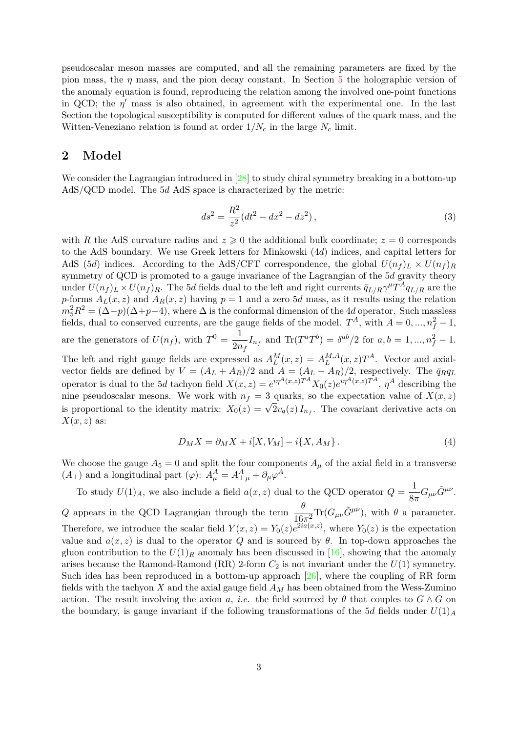pseudoscalar meson masses are computed, and all the remaining parameters are fixed by the pion mass, the $\eta$ mass, and the pion decay constant. In Section 5 the holographic version of the anomaly equation is found, reproducing the relation among the involved one-point functions in QCD; the $\eta'$ mass is also obtained, in agreement with the experimental one. In the last Section the topological susceptibility is computed for different values of the quark mass, and the Witten-Veneziano relation is found at order $1/N_c$ in the large $N_c$ limit.

## 2 Model

We consider the Lagrangian introduced in [28] to study chiral symmetry breaking in a bottom-up AdS/QCD model. The $5d$ AdS space is characterized by the metric:

$$ds^2 = \frac{R^2}{z^2}(dt^2 - d\bar{x}^2 - dz^2)\,, \tag{3}$$

with $R$ the AdS curvature radius and $z \geqslant 0$ the additional bulk coordinate; $z = 0$ corresponds to the AdS boundary. We use Greek letters for Minkowski ($4d$) indices, and capital letters for AdS ($5d$) indices. According to the AdS/CFT correspondence, the global $U(n_f)_L \times U(n_f)_R$ symmetry of QCD is promoted to a gauge invariance of the Lagrangian of the $5d$ gravity theory under $U(n_f)_L \times U(n_f)_R$. The $5d$ fields dual to the left and right currents $\bar{q}_{L/R}\gamma^\mu T^A q_{L/R}$ are the $p$-forms $A_L(x,z)$ and $A_R(x,z)$ having $p = 1$ and a zero $5d$ mass, as it results using the relation $m_5^2 R^2 = (\Delta - p)(\Delta + p - 4)$, where $\Delta$ is the conformal dimension of the $4d$ operator. Such massless fields, dual to conserved currents, are the gauge fields of the model. $T^A$, with $A = 0, ..., n_f^2 - 1$, are the generators of $U(n_f)$, with $T^0 = \dfrac{1}{2n_f} I_{n_f}$ and $\mathrm{Tr}(T^a T^b) = \delta^{ab}/2$ for $a, b = 1, ..., n_f^2 - 1$. The left and right gauge fields are expressed as $A_L^M(x,z) = A_L^{M,A}(x,z)T^A$. Vector and axial-vector fields are defined by $V = (A_L + A_R)/2$ and $A = (A_L - A_R)/2$, respectively. The $\bar{q}_R q_L$ operator is dual to the $5d$ tachyon field $X(x,z) = e^{i\eta^A(x,z)T^A} X_0(z) e^{i\eta^A(x,z)T^A}$, $\eta^A$ describing the nine pseudoscalar mesons. We work with $n_f = 3$ quarks, so the expectation value of $X(x,z)$ is proportional to the identity matrix: $X_0(z) = \sqrt{2} v_q(z)\, I_{n_f}$. The covariant derivative acts on $X(x,z)$ as:

$$D_M X = \partial_M X + i[X, V_M] - i\{X, A_M\}\,. \tag{4}$$

We choose the gauge $A_5 = 0$ and split the four components $A_\mu$ of the axial field in a transverse ($A_\perp$) and a longitudinal part ($\varphi$): $A_\mu^A = A_{\perp\,\mu}^A + \partial_\mu \varphi^A$.

To study $U(1)_A$, we also include a field $a(x,z)$ dual to the QCD operator $Q = \dfrac{1}{8\pi} G_{\mu\nu}\tilde{G}^{\mu\nu}$. $Q$ appears in the QCD Lagrangian through the term $\dfrac{\theta}{16\pi^2}\mathrm{Tr}(G_{\mu\nu}\tilde{G}^{\mu\nu})$, with $\theta$ a parameter. Therefore, we introduce the scalar field $Y(x,z) = Y_0(z)e^{2ia(x,z)}$, where $Y_0(z)$ is the expectation value and $a(x,z)$ is dual to the operator $Q$ and is sourced by $\theta$. In top-down approaches the gluon contribution to the $U(1)_R$ anomaly has been discussed in [16], showing that the anomaly arises because the Ramond-Ramond (RR) 2-form $C_2$ is not invariant under the $U(1)$ symmetry. Such idea has been reproduced in a bottom-up approach [26], where the coupling of RR form fields with the tachyon $X$ and the axial gauge field $A_M$ has been obtained from the Wess-Zumino action. The result involving the axion $a$, *i.e.* the field sourced by $\theta$ that couples to $G \wedge G$ on the boundary, is gauge invariant if the following transformations of the $5d$ fields under $U(1)_A$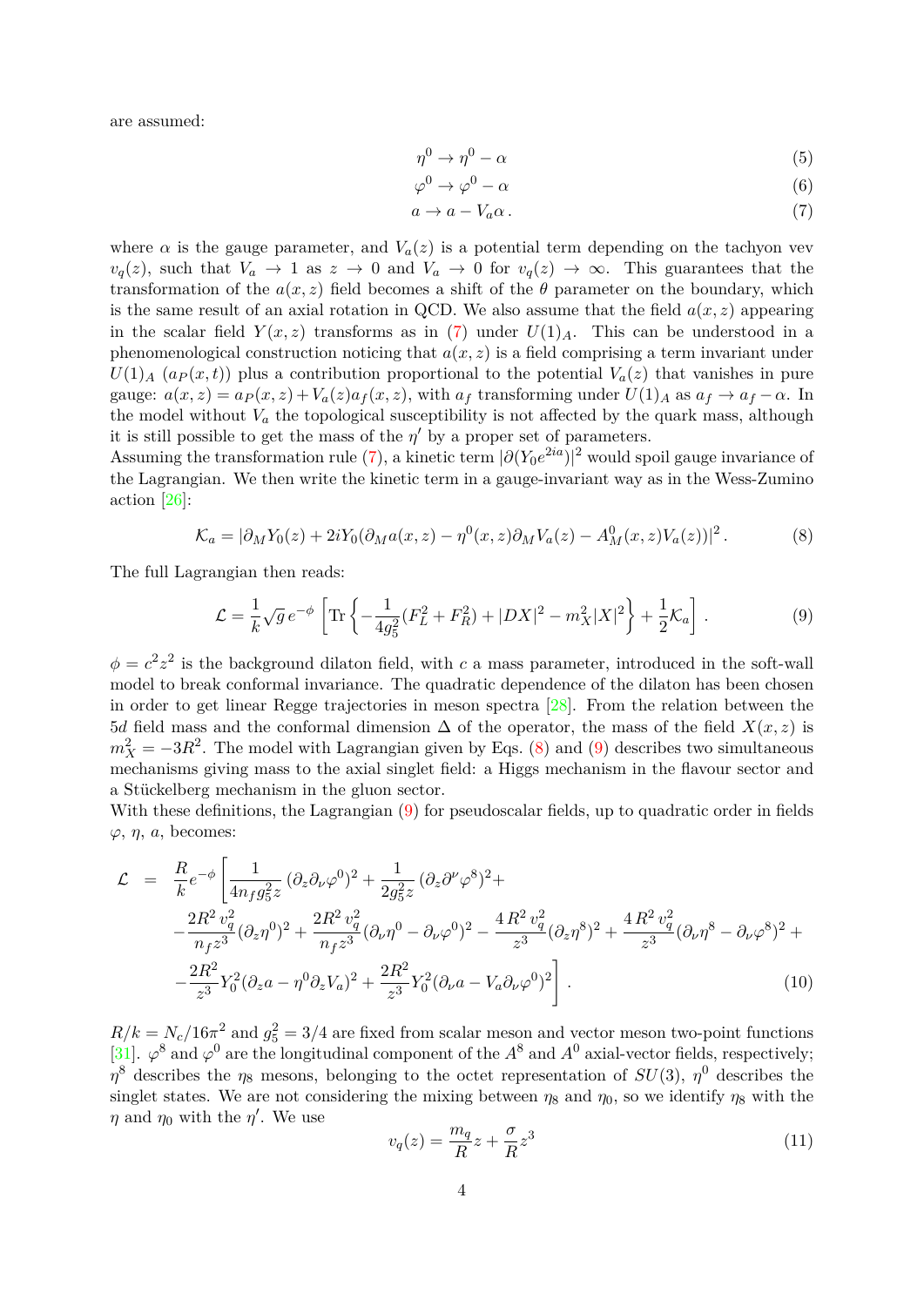are assumed:

$$\eta^0 \to \eta^0 - \alpha \tag{5}$$

$$\varphi^0 \to \varphi^0 - \alpha \tag{6}$$

$$a \to a - V_a \alpha \,. \tag{7}$$

where $\alpha$ is the gauge parameter, and $V_a(z)$ is a potential term depending on the tachyon vev $v_q(z)$, such that $V_a \to 1$ as $z \to 0$ and $V_a \to 0$ for $v_q(z) \to \infty$. This guarantees that the transformation of the $a(x,z)$ field becomes a shift of the $\theta$ parameter on the boundary, which is the same result of an axial rotation in QCD. We also assume that the field $a(x,z)$ appearing in the scalar field $Y(x,z)$ transforms as in (7) under $U(1)_A$. This can be understood in a phenomenological construction noticing that $a(x,z)$ is a field comprising a term invariant under $U(1)_A$ ($a_P(x,t)$) plus a contribution proportional to the potential $V_a(z)$ that vanishes in pure gauge: $a(x,z) = a_P(x,z) + V_a(z) a_f(x,z)$, with $a_f$ transforming under $U(1)_A$ as $a_f \to a_f - \alpha$. In the model without $V_a$ the topological susceptibility is not affected by the quark mass, although it is still possible to get the mass of the $\eta'$ by a proper set of parameters.
Assuming the transformation rule (7), a kinetic term $|\partial(Y_0 e^{2ia})|^2$ would spoil gauge invariance of the Lagrangian. We then write the kinetic term in a gauge-invariant way as in the Wess-Zumino action [26]:

$$\mathcal{K}_a = |\partial_M Y_0(z) + 2iY_0(\partial_M a(x,z) - \eta^0(x,z)\partial_M V_a(z) - A^0_M(x,z)V_a(z))|^2 \,. \tag{8}$$

The full Lagrangian then reads:

$$\mathcal{L} = \frac{1}{k}\sqrt{g}\, e^{-\phi}\left[\mathrm{Tr}\left\{-\frac{1}{4g_5^2}(F_L^2 + F_R^2) + |DX|^2 - m_X^2|X|^2\right\} + \frac{1}{2}\mathcal{K}_a\right] . \tag{9}$$

$\phi = c^2 z^2$ is the background dilaton field, with $c$ a mass parameter, introduced in the soft-wall model to break conformal invariance. The quadratic dependence of the dilaton has been chosen in order to get linear Regge trajectories in meson spectra [28]. From the relation between the $5d$ field mass and the conformal dimension $\Delta$ of the operator, the mass of the field $X(x,z)$ is $m_X^2 = -3R^2$. The model with Lagrangian given by Eqs. (8) and (9) describes two simultaneous mechanisms giving mass to the axial singlet field: a Higgs mechanism in the flavour sector and a Stückelberg mechanism in the gluon sector.
With these definitions, the Lagrangian (9) for pseudoscalar fields, up to quadratic order in fields $\varphi$, $\eta$, $a$, becomes:

$$\begin{aligned}
\mathcal{L} \;=\; & \frac{R}{k} e^{-\phi}\Bigg[\frac{1}{4n_f g_5^2 z}\,(\partial_z \partial_\nu \varphi^0)^2 + \frac{1}{2g_5^2 z}\,(\partial_z \partial^\nu \varphi^8)^2 + \\
& -\frac{2R^2\, v_q^2}{n_f z^3}(\partial_z \eta^0)^2 + \frac{2R^2\, v_q^2}{n_f z^3}(\partial_\nu \eta^0 - \partial_\nu \varphi^0)^2 - \frac{4\,R^2\, v_q^2}{z^3}(\partial_z \eta^8)^2 + \frac{4\,R^2\, v_q^2}{z^3}(\partial_\nu \eta^8 - \partial_\nu \varphi^8)^2 + \\
& -\frac{2R^2}{z^3} Y_0^2 (\partial_z a - \eta^0 \partial_z V_a)^2 + \frac{2R^2}{z^3} Y_0^2 (\partial_\nu a - V_a \partial_\nu \varphi^0)^2\Bigg] \,.
\end{aligned} \tag{10}$$

$R/k = N_c/16\pi^2$ and $g_5^2 = 3/4$ are fixed from scalar meson and vector meson two-point functions [31]. $\varphi^8$ and $\varphi^0$ are the longitudinal component of the $A^8$ and $A^0$ axial-vector fields, respectively; $\eta^8$ describes the $\eta_8$ mesons, belonging to the octet representation of $SU(3)$, $\eta^0$ describes the singlet states. We are not considering the mixing between $\eta_8$ and $\eta_0$, so we identify $\eta_8$ with the $\eta$ and $\eta_0$ with the $\eta'$. We use

$$v_q(z) = \frac{m_q}{R} z + \frac{\sigma}{R} z^3 \tag{11}$$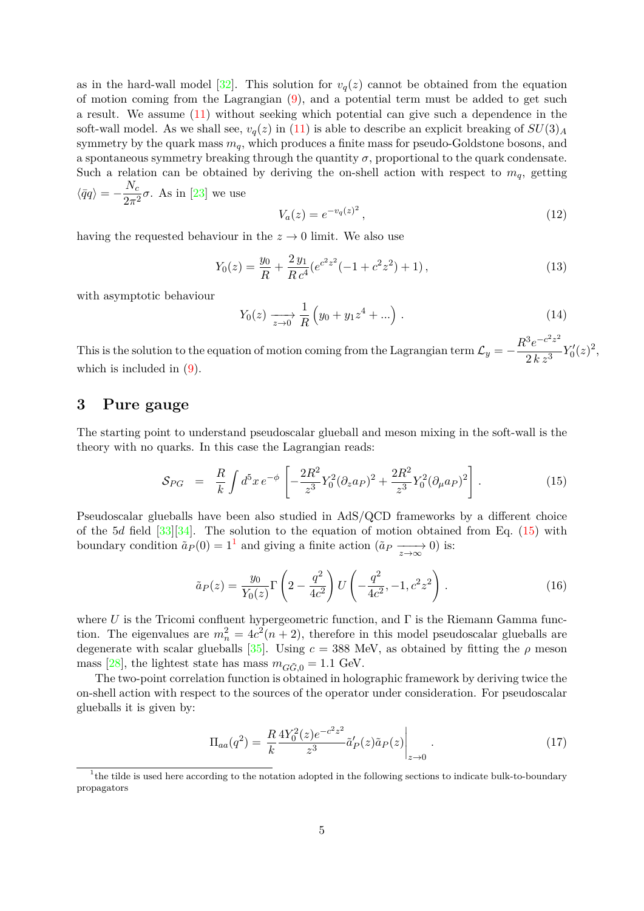as in the hard-wall model [32]. This solution for $v_q(z)$ cannot be obtained from the equation of motion coming from the Lagrangian (9), and a potential term must be added to get such a result. We assume (11) without seeking which potential can give such a dependence in the soft-wall model. As we shall see, $v_q(z)$ in (11) is able to describe an explicit breaking of $SU(3)_A$ symmetry by the quark mass $m_q$, which produces a finite mass for pseudo-Goldstone bosons, and a spontaneous symmetry breaking through the quantity $\sigma$, proportional to the quark condensate. Such a relation can be obtained by deriving the on-shell action with respect to $m_q$, getting $\langle \bar{q}q \rangle = -\dfrac{N_c}{2\pi^2}\sigma$. As in [23] we use

$$V_a(z) = e^{-v_q(z)^2}\,, \tag{12}$$

having the requested behaviour in the $z \to 0$ limit. We also use

$$Y_0(z) = \frac{y_0}{R} + \frac{2\,y_1}{R\,c^4}(e^{c^2z^2}(-1+c^2z^2)+1)\,, \tag{13}$$

with asymptotic behaviour

$$Y_0(z) \xrightarrow[z\to 0]{} \frac{1}{R}\left(y_0 + y_1 z^4 + ...\right)\,. \tag{14}$$

This is the solution to the equation of motion coming from the Lagrangian term $\mathcal{L}_y = -\dfrac{R^3 e^{-c^2z^2}}{2\,k\,z^3}Y_0'(z)^2$, which is included in (9).

## 3 Pure gauge

The starting point to understand pseudoscalar glueball and meson mixing in the soft-wall is the theory with no quarks. In this case the Lagrangian reads:

$$\mathcal{S}_{PG} \;\; = \;\; \frac{R}{k}\int d^5x\, e^{-\phi}\left[-\frac{2R^2}{z^3}Y_0^2(\partial_z a_P)^2 + \frac{2R^2}{z^3}Y_0^2(\partial_\mu a_P)^2\right]. \tag{15}$$

Pseudoscalar glueballs have been also studied in AdS/QCD frameworks by a different choice of the 5$d$ field [33][34]. The solution to the equation of motion obtained from Eq. (15) with boundary condition $\tilde{a}_P(0) = 1$[1] and giving a finite action ($\tilde{a}_P \xrightarrow[z\to\infty]{} 0$) is:

$$\tilde{a}_P(z) = \frac{y_0}{Y_0(z)}\Gamma\left(2 - \frac{q^2}{4c^2}\right)U\left(-\frac{q^2}{4c^2}, -1, c^2z^2\right). \tag{16}$$

where $U$ is the Tricomi confluent hypergeometric function, and $\Gamma$ is the Riemann Gamma function. The eigenvalues are $m_n^2 = 4c^2(n+2)$, therefore in this model pseudoscalar glueballs are degenerate with scalar glueballs [35]. Using $c = 388$ MeV, as obtained by fitting the $\rho$ meson mass [28], the lightest state has mass $m_{G\tilde{G},0} = 1.1$ GeV.

The two-point correlation function is obtained in holographic framework by deriving twice the on-shell action with respect to the sources of the operator under consideration. For pseudoscalar glueballs it is given by:

$$\Pi_{aa}(q^2) = \frac{R}{k}\frac{4Y_0^2(z)e^{-c^2z^2}}{z^3}\tilde{a}_P'(z)\tilde{a}_P(z)\bigg|_{z\to 0}. \tag{17}$$

---

[1] the tilde is used here according to the notation adopted in the following sections to indicate bulk-to-boundary propagators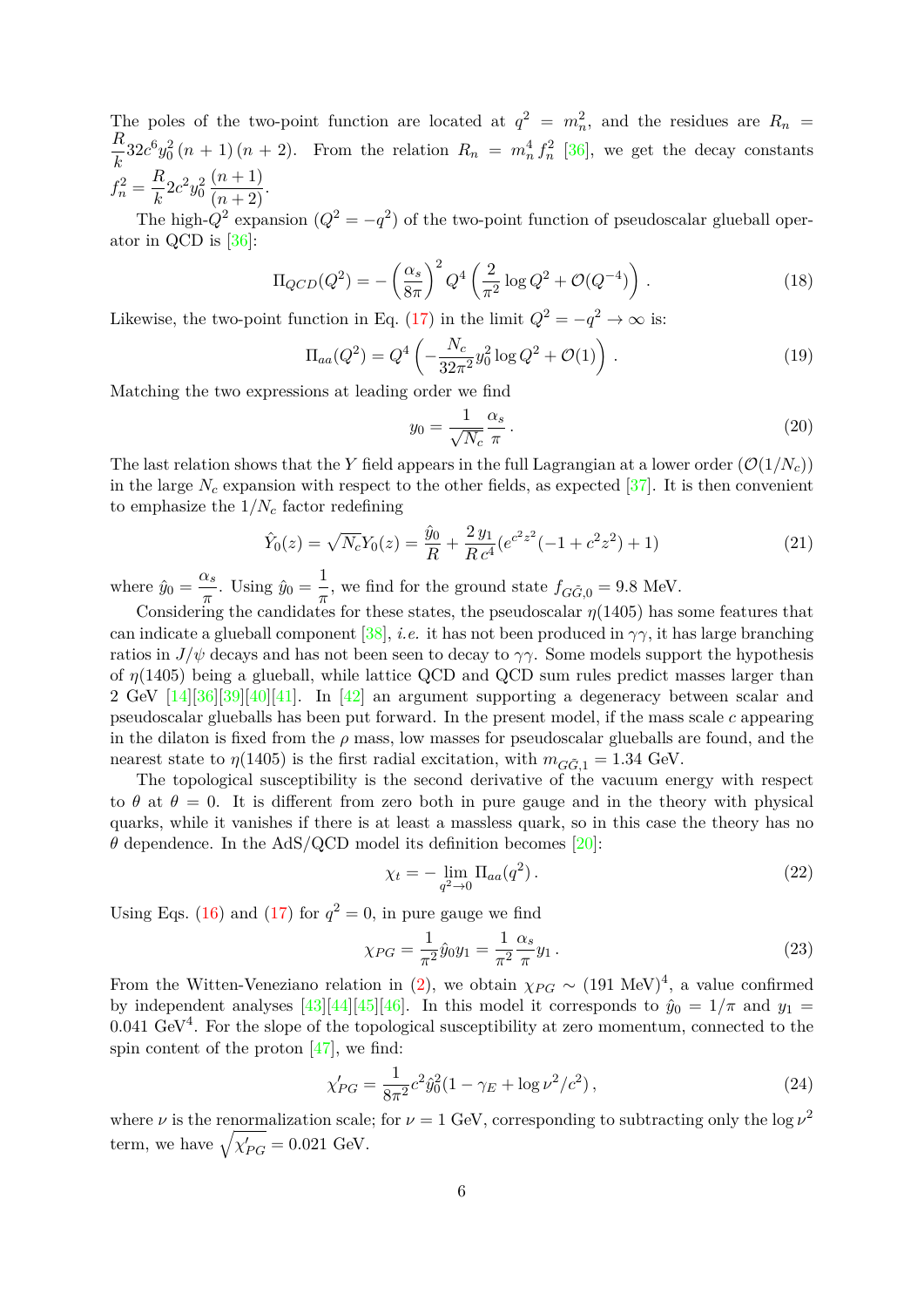The poles of the two-point function are located at $q^2 = m_n^2$, and the residues are $R_n = \dfrac{R}{k} 32 c^6 y_0^2 (n+1)(n+2)$. From the relation $R_n = m_n^4 f_n^2$ [36], we get the decay constants $f_n^2 = \dfrac{R}{k} 2 c^2 y_0^2 \dfrac{(n+1)}{(n+2)}$.

The high-$Q^2$ expansion ($Q^2 = -q^2$) of the two-point function of pseudoscalar glueball operator in QCD is [36]:

$$\Pi_{QCD}(Q^2) = -\left(\frac{\alpha_s}{8\pi}\right)^2 Q^4 \left(\frac{2}{\pi^2}\log Q^2 + \mathcal{O}(Q^{-4})\right) . \tag{18}$$

Likewise, the two-point function in Eq. (17) in the limit $Q^2 = -q^2 \to \infty$ is:

$$\Pi_{aa}(Q^2) = Q^4 \left(-\frac{N_c}{32\pi^2} y_0^2 \log Q^2 + \mathcal{O}(1)\right) . \tag{19}$$

Matching the two expressions at leading order we find

$$y_0 = \frac{1}{\sqrt{N_c}} \frac{\alpha_s}{\pi} . \tag{20}$$

The last relation shows that the $Y$ field appears in the full Lagrangian at a lower order ($\mathcal{O}(1/N_c)$) in the large $N_c$ expansion with respect to the other fields, as expected [37]. It is then convenient to emphasize the $1/N_c$ factor redefining

$$\hat{Y}_0(z) = \sqrt{N_c} Y_0(z) = \frac{\hat{y}_0}{R} + \frac{2\, y_1}{R\, c^4}\left(e^{c^2 z^2}(-1 + c^2 z^2) + 1\right) \tag{21}$$

where $\hat{y}_0 = \dfrac{\alpha_s}{\pi}$. Using $\hat{y}_0 = \dfrac{1}{\pi}$, we find for the ground state $f_{G\tilde{G},0} = 9.8$ MeV.

Considering the candidates for these states, the pseudoscalar $\eta(1405)$ has some features that can indicate a glueball component [38], *i.e.* it has not been produced in $\gamma\gamma$, it has large branching ratios in $J/\psi$ decays and has not been seen to decay to $\gamma\gamma$. Some models support the hypothesis of $\eta(1405)$ being a glueball, while lattice QCD and QCD sum rules predict masses larger than 2 GeV [14][36][39][40][41]. In [42] an argument supporting a degeneracy between scalar and pseudoscalar glueballs has been put forward. In the present model, if the mass scale $c$ appearing in the dilaton is fixed from the $\rho$ mass, low masses for pseudoscalar glueballs are found, and the nearest state to $\eta(1405)$ is the first radial excitation, with $m_{G\tilde{G},1} = 1.34$ GeV.

The topological susceptibility is the second derivative of the vacuum energy with respect to $\theta$ at $\theta = 0$. It is different from zero both in pure gauge and in the theory with physical quarks, while it vanishes if there is at least a massless quark, so in this case the theory has no $\theta$ dependence. In the AdS/QCD model its definition becomes [20]:

$$\chi_t = -\lim_{q^2 \to 0} \Pi_{aa}(q^2) . \tag{22}$$

Using Eqs. (16) and (17) for $q^2 = 0$, in pure gauge we find

$$\chi_{PG} = \frac{1}{\pi^2} \hat{y}_0 y_1 = \frac{1}{\pi^2} \frac{\alpha_s}{\pi} y_1 . \tag{23}$$

From the Witten-Veneziano relation in (2), we obtain $\chi_{PG} \sim (191\ \text{MeV})^4$, a value confirmed by independent analyses [43][44][45][46]. In this model it corresponds to $\hat{y}_0 = 1/\pi$ and $y_1 = 0.041\ \text{GeV}^4$. For the slope of the topological susceptibility at zero momentum, connected to the spin content of the proton [47], we find:

$$\chi'_{PG} = \frac{1}{8\pi^2} c^2 \hat{y}_0^2 (1 - \gamma_E + \log \nu^2/c^2) , \tag{24}$$

where $\nu$ is the renormalization scale; for $\nu = 1$ GeV, corresponding to subtracting only the $\log \nu^2$ term, we have $\sqrt{\chi'_{PG}} = 0.021$ GeV.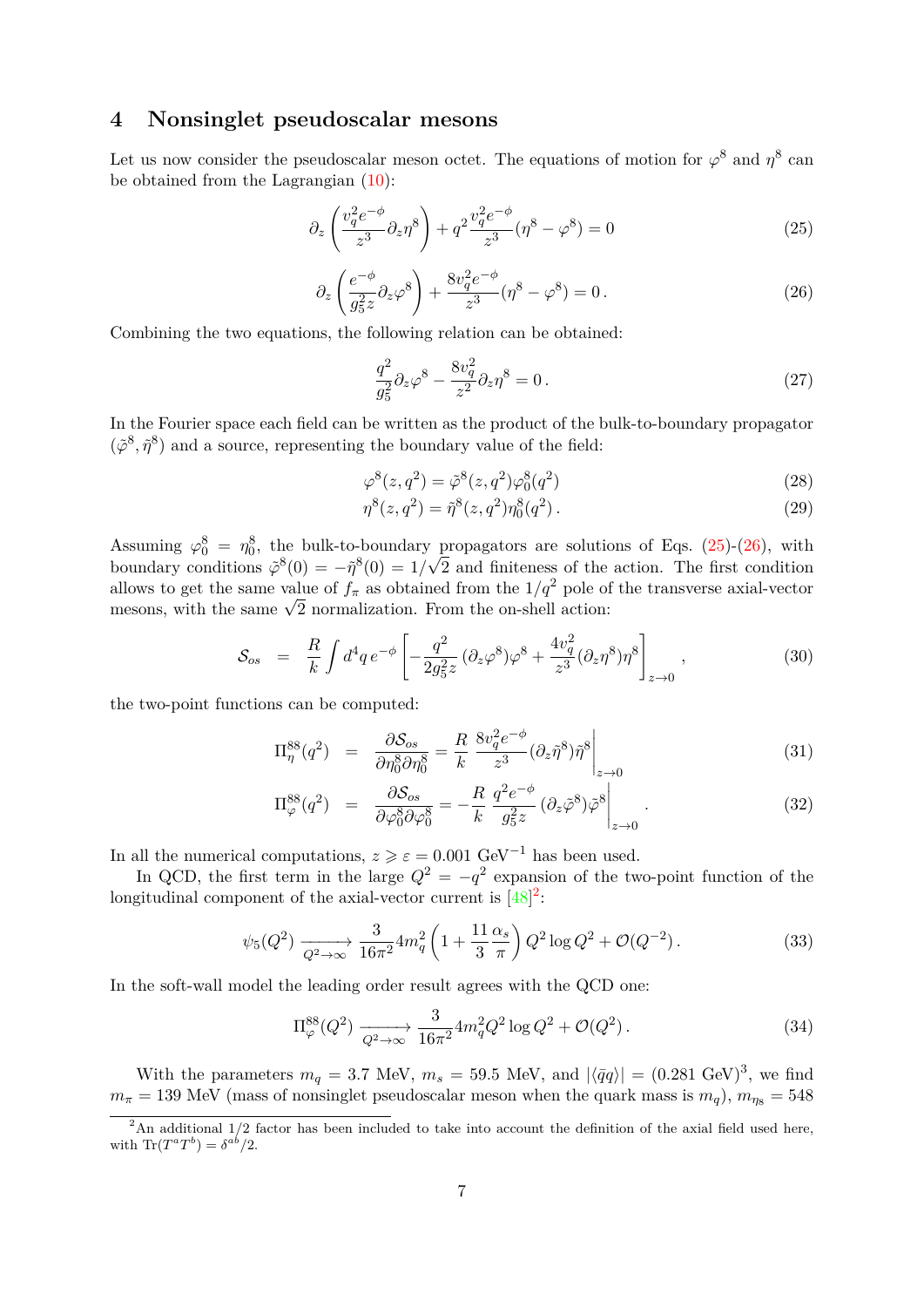## 4 Nonsinglet pseudoscalar mesons

Let us now consider the pseudoscalar meson octet. The equations of motion for $\varphi^8$ and $\eta^8$ can be obtained from the Lagrangian (10):

$$\partial_z \left( \frac{v_q^2 e^{-\phi}}{z^3} \partial_z \eta^8 \right) + q^2 \frac{v_q^2 e^{-\phi}}{z^3} (\eta^8 - \varphi^8) = 0 \tag{25}$$

$$\partial_z \left( \frac{e^{-\phi}}{g_5^2 z} \partial_z \varphi^8 \right) + \frac{8 v_q^2 e^{-\phi}}{z^3} (\eta^8 - \varphi^8) = 0 \,. \tag{26}$$

Combining the two equations, the following relation can be obtained:

$$\frac{q^2}{g_5^2} \partial_z \varphi^8 - \frac{8 v_q^2}{z^2} \partial_z \eta^8 = 0 \,. \tag{27}$$

In the Fourier space each field can be written as the product of the bulk-to-boundary propagator $(\tilde{\varphi}^8, \tilde{\eta}^8)$ and a source, representing the boundary value of the field:

$$\varphi^8(z, q^2) = \tilde{\varphi}^8(z, q^2) \varphi_0^8(q^2) \tag{28}$$

$$\eta^8(z, q^2) = \tilde{\eta}^8(z, q^2) \eta_0^8(q^2) \,. \tag{29}$$

Assuming $\varphi_0^8 = \eta_0^8$, the bulk-to-boundary propagators are solutions of Eqs. (25)-(26), with boundary conditions $\tilde{\varphi}^8(0) = -\tilde{\eta}^8(0) = 1/\sqrt{2}$ and finiteness of the action. The first condition allows to get the same value of $f_\pi$ as obtained from the $1/q^2$ pole of the transverse axial-vector mesons, with the same $\sqrt{2}$ normalization. From the on-shell action:

$$\mathcal{S}_{os} = \frac{R}{k} \int d^4 q \, e^{-\phi} \left[ -\frac{q^2}{2 g_5^2 z} (\partial_z \varphi^8) \varphi^8 + \frac{4 v_q^2}{z^3} (\partial_z \eta^8) \eta^8 \right]_{z \to 0} , \tag{30}$$

the two-point functions can be computed:

$$\Pi_\eta^{88}(q^2) = \frac{\partial \mathcal{S}_{os}}{\partial \eta_0^8 \partial \eta_0^8} = \frac{R}{k} \, \frac{8 v_q^2 e^{-\phi}}{z^3} (\partial_z \tilde{\eta}^8) \tilde{\eta}^8 \bigg|_{z \to 0} \tag{31}$$

$$\Pi_\varphi^{88}(q^2) = \frac{\partial \mathcal{S}_{os}}{\partial \varphi_0^8 \partial \varphi_0^8} = -\frac{R}{k} \, \frac{q^2 e^{-\phi}}{g_5^2 z} (\partial_z \tilde{\varphi}^8) \tilde{\varphi}^8 \bigg|_{z \to 0} . \tag{32}$$

In all the numerical computations, $z \geqslant \varepsilon = 0.001$ GeV$^{-1}$ has been used.

In QCD, the first term in the large $Q^2 = -q^2$ expansion of the two-point function of the longitudinal component of the axial-vector current is [48][2]:

$$\psi_5(Q^2) \xrightarrow[Q^2 \to \infty]{} \frac{3}{16\pi^2} 4 m_q^2 \left( 1 + \frac{11}{3} \frac{\alpha_s}{\pi} \right) Q^2 \log Q^2 + \mathcal{O}(Q^{-2}) \,. \tag{33}$$

In the soft-wall model the leading order result agrees with the QCD one:

$$\Pi_\varphi^{88}(Q^2) \xrightarrow[Q^2 \to \infty]{} \frac{3}{16\pi^2} 4 m_q^2 Q^2 \log Q^2 + \mathcal{O}(Q^2) \,. \tag{34}$$

With the parameters $m_q = 3.7$ MeV, $m_s = 59.5$ MeV, and $|\langle \bar{q} q \rangle| = (0.281 \text{ GeV})^3$, we find $m_\pi = 139$ MeV (mass of nonsinglet pseudoscalar meson when the quark mass is $m_q$), $m_{\eta_8} = 548$

[2] An additional 1/2 factor has been included to take into account the definition of the axial field used here, with $\text{Tr}(T^a T^b) = \delta^{ab}/2$.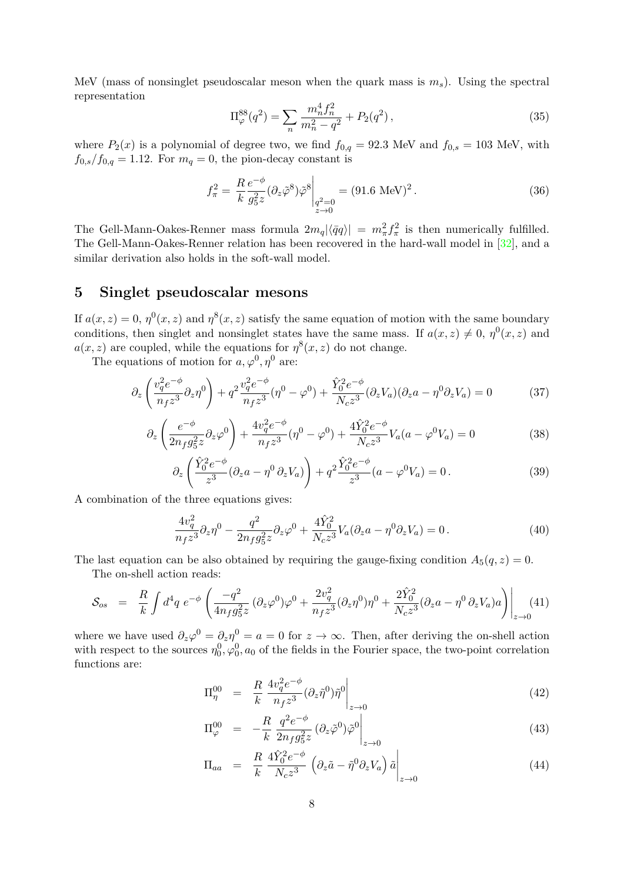MeV (mass of nonsinglet pseudoscalar meson when the quark mass is $m_s$). Using the spectral representation

$$\Pi^{88}_\varphi(q^2) = \sum_n \frac{m_n^4 f_n^2}{m_n^2 - q^2} + P_2(q^2)\,, \tag{35}$$

where $P_2(x)$ is a polynomial of degree two, we find $f_{0,q} = 92.3$ MeV and $f_{0,s} = 103$ MeV, with $f_{0,s}/f_{0,q} = 1.12$. For $m_q = 0$, the pion-decay constant is

$$f_\pi^2 = \frac{R}{k}\frac{e^{-\phi}}{g_5^2 z}(\partial_z\tilde\varphi^8)\tilde\varphi^8\Big|_{\substack{q^2=0\\ z\to 0}} = (91.6 \text{ MeV})^2\,. \tag{36}$$

The Gell-Mann-Oakes-Renner mass formula $2m_q|\langle\bar q q\rangle| = m_\pi^2 f_\pi^2$ is then numerically fulfilled. The Gell-Mann-Oakes-Renner relation has been recovered in the hard-wall model in [32], and a similar derivation also holds in the soft-wall model.

## 5 Singlet pseudoscalar mesons

If $a(x,z) = 0$, $\eta^0(x,z)$ and $\eta^8(x,z)$ satisfy the same equation of motion with the same boundary conditions, then singlet and nonsinglet states have the same mass. If $a(x,z) \neq 0$, $\eta^0(x,z)$ and $a(x,z)$ are coupled, while the equations for $\eta^8(x,z)$ do not change.

The equations of motion for $a, \varphi^0, \eta^0$ are:

$$\partial_z\left(\frac{v_q^2 e^{-\phi}}{n_f z^3}\partial_z\eta^0\right) + q^2\frac{v_q^2 e^{-\phi}}{n_f z^3}(\eta^0 - \varphi^0) + \frac{\hat Y_0^2 e^{-\phi}}{N_c z^3}(\partial_z V_a)(\partial_z a - \eta^0\partial_z V_a) = 0 \tag{37}$$

$$\partial_z\left(\frac{e^{-\phi}}{2n_f g_5^2 z}\partial_z\varphi^0\right) + \frac{4v_q^2 e^{-\phi}}{n_f z^3}(\eta^0 - \varphi^0) + \frac{4\hat Y_0^2 e^{-\phi}}{N_c z^3}V_a(a - \varphi^0 V_a) = 0 \tag{38}$$

$$\partial_z\left(\frac{\hat Y_0^2 e^{-\phi}}{z^3}(\partial_z a - \eta^0\,\partial_z V_a)\right) + q^2\frac{\hat Y_0^2 e^{-\phi}}{z^3}(a - \varphi^0 V_a) = 0\,. \tag{39}$$

A combination of the three equations gives:

$$\frac{4v_q^2}{n_f z^3}\partial_z\eta^0 - \frac{q^2}{2n_f g_5^2 z}\partial_z\varphi^0 + \frac{4\hat Y_0^2}{N_c z^3}V_a(\partial_z a - \eta^0\partial_z V_a) = 0\,. \tag{40}$$

The last equation can be also obtained by requiring the gauge-fixing condition $A_5(q,z) = 0$.

The on-shell action reads:

$$\mathcal{S}_{os} = \frac{R}{k}\int d^4q\; e^{-\phi}\left(\frac{-q^2}{4n_f g_5^2 z}(\partial_z\varphi^0)\varphi^0 + \frac{2v_q^2}{n_f z^3}(\partial_z\eta^0)\eta^0 + \frac{2\hat Y_0^2}{N_c z^3}(\partial_z a - \eta^0\,\partial_z V_a)a\right)\Bigg|_{z\to 0} \tag{41}$$

where we have used $\partial_z\varphi^0 = \partial_z\eta^0 = a = 0$ for $z \to \infty$. Then, after deriving the on-shell action with respect to the sources $\eta_0^0, \varphi_0^0, a_0$ of the fields in the Fourier space, the two-point correlation functions are:

$$\Pi^{00}_\eta = \frac{R}{k}\,\frac{4v_q^2 e^{-\phi}}{n_f z^3}(\partial_z\tilde\eta^0)\tilde\eta^0\Big|_{z\to 0} \tag{42}$$

$$\Pi^{00}_\varphi = -\frac{R}{k}\,\frac{q^2 e^{-\phi}}{2n_f g_5^2 z}(\partial_z\tilde\varphi^0)\tilde\varphi^0\Big|_{z\to 0} \tag{43}$$

$$\Pi_{aa} = \frac{R}{k}\,\frac{4\hat Y_0^2 e^{-\phi}}{N_c z^3}\left(\partial_z\tilde a - \tilde\eta^0\partial_z V_a\right)\tilde a\Big|_{z\to 0} \tag{44}$$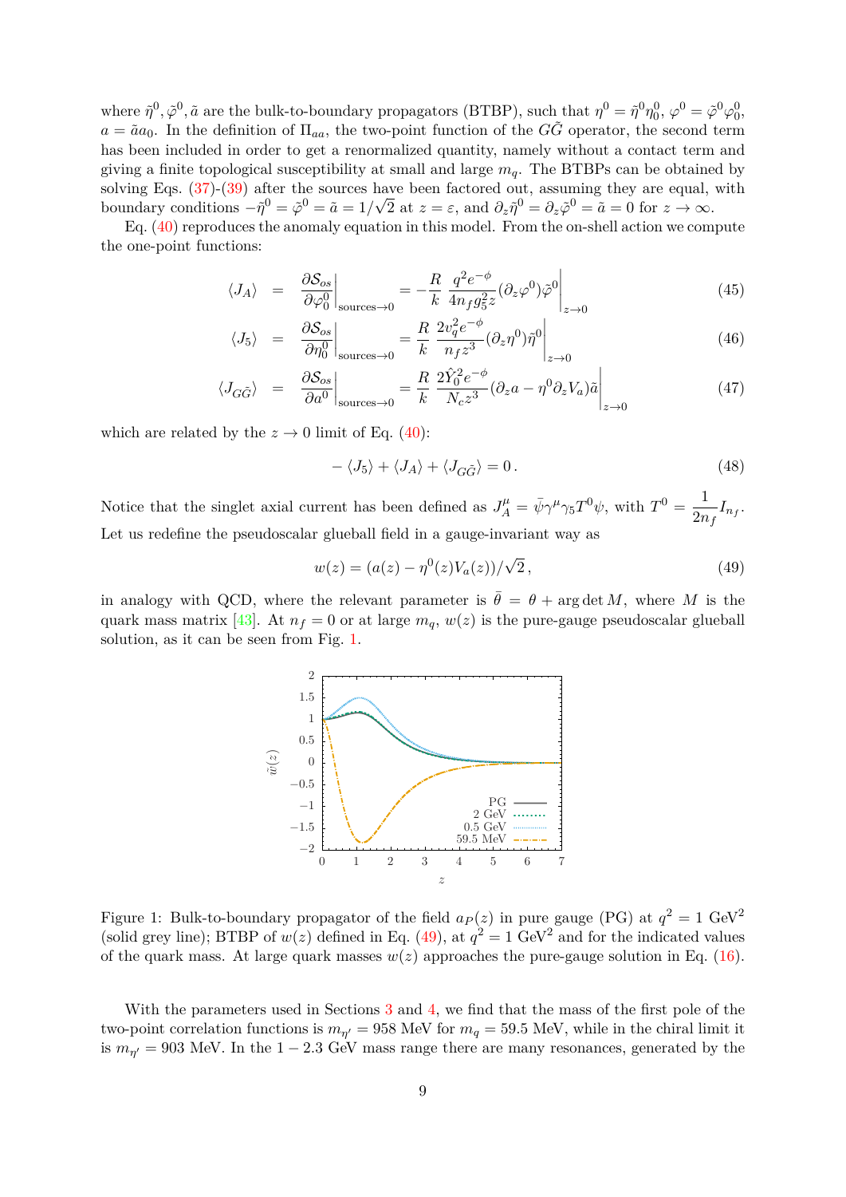where $\tilde{\eta}^0, \tilde{\varphi}^0, \tilde{a}$ are the bulk-to-boundary propagators (BTBP), such that $\eta^0 = \tilde{\eta}^0 \eta_0^0$, $\varphi^0 = \tilde{\varphi}^0 \varphi_0^0$, $a = \tilde{a} a_0$. In the definition of $\Pi_{aa}$, the two-point function of the $G\tilde{G}$ operator, the second term has been included in order to get a renormalized quantity, namely without a contact term and giving a finite topological susceptibility at small and large $m_q$. The BTBPs can be obtained by solving Eqs. (37)-(39) after the sources have been factored out, assuming they are equal, with boundary conditions $-\tilde{\eta}^0 = \tilde{\varphi}^0 = \tilde{a} = 1/\sqrt{2}$ at $z = \varepsilon$, and $\partial_z \tilde{\eta}^0 = \partial_z \tilde{\varphi}^0 = \tilde{a} = 0$ for $z \to \infty$.

Eq. (40) reproduces the anomaly equation in this model. From the on-shell action we compute the one-point functions:

$$\langle J_A \rangle = \left. \frac{\partial \mathcal{S}_{os}}{\partial \varphi_0^0} \right|_{\text{sources} \to 0} = -\frac{R}{k} \left. \frac{q^2 e^{-\phi}}{4 n_f g_5^2 z} (\partial_z \varphi^0) \tilde{\varphi}^0 \right|_{z \to 0} \tag{45}$$

$$\langle J_5 \rangle = \left. \frac{\partial \mathcal{S}_{os}}{\partial \eta_0^0} \right|_{\text{sources} \to 0} = \frac{R}{k} \left. \frac{2 v_q^2 e^{-\phi}}{n_f z^3} (\partial_z \eta^0) \tilde{\eta}^0 \right|_{z \to 0} \tag{46}$$

$$\langle J_{G\tilde{G}} \rangle = \left. \frac{\partial \mathcal{S}_{os}}{\partial a^0} \right|_{\text{sources} \to 0} = \frac{R}{k} \left. \frac{2 \hat{Y}_0^2 e^{-\phi}}{N_c z^3} (\partial_z a - \eta^0 \partial_z V_a) \tilde{a} \right|_{z \to 0} \tag{47}$$

which are related by the $z \to 0$ limit of Eq. (40):

$$-\langle J_5 \rangle + \langle J_A \rangle + \langle J_{G\tilde{G}} \rangle = 0 \, . \tag{48}$$

Notice that the singlet axial current has been defined as $J_A^\mu = \bar{\psi} \gamma^\mu \gamma_5 T^0 \psi$, with $T^0 = \dfrac{1}{2 n_f} I_{n_f}$. Let us redefine the pseudoscalar glueball field in a gauge-invariant way as

$$w(z) = (a(z) - \eta^0(z) V_a(z))/\sqrt{2} \, , \tag{49}$$

in analogy with QCD, where the relevant parameter is $\bar{\theta} = \theta + \arg\det M$, where $M$ is the quark mass matrix [43]. At $n_f = 0$ or at large $m_q$, $w(z)$ is the pure-gauge pseudoscalar glueball solution, as it can be seen from Fig. 1.

Figure 1: Bulk-to-boundary propagator of the field $a_P(z)$ in pure gauge (PG) at $q^2 = 1$ GeV$^2$ (solid grey line); BTBP of $w(z)$ defined in Eq. (49), at $q^2 = 1$ GeV$^2$ and for the indicated values of the quark mass. At large quark masses $w(z)$ approaches the pure-gauge solution in Eq. (16).

With the parameters used in Sections 3 and 4, we find that the mass of the first pole of the two-point correlation functions is $m_{\eta'} = 958$ MeV for $m_q = 59.5$ MeV, while in the chiral limit it is $m_{\eta'} = 903$ MeV. In the $1 - 2.3$ GeV mass range there are many resonances, generated by the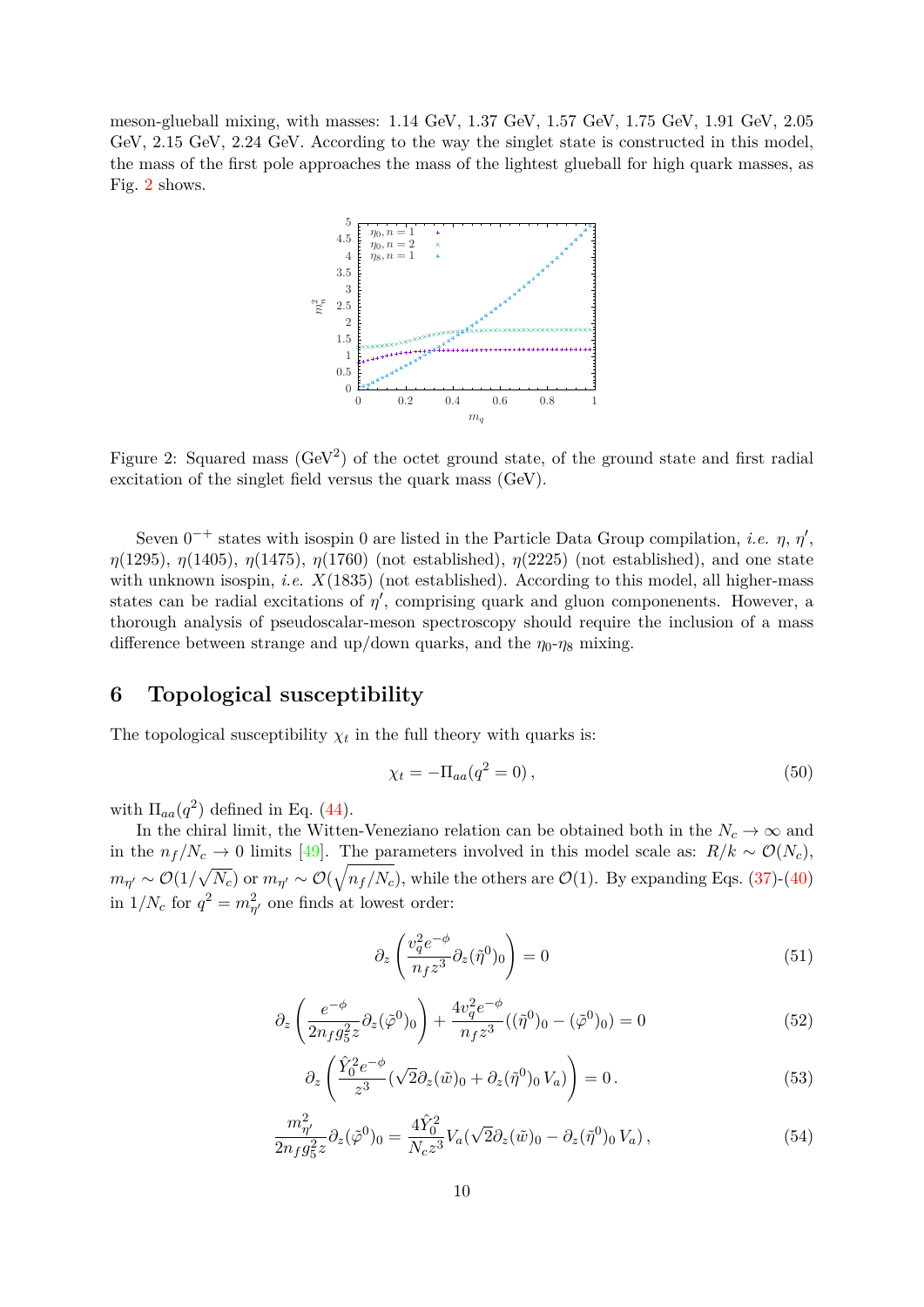meson-glueball mixing, with masses: 1.14 GeV, 1.37 GeV, 1.57 GeV, 1.75 GeV, 1.91 GeV, 2.05 GeV, 2.15 GeV, 2.24 GeV. According to the way the singlet state is constructed in this model, the mass of the first pole approaches the mass of the lightest glueball for high quark masses, as Fig. 2 shows.

Figure 2: Squared mass (GeV$^2$) of the octet ground state, of the ground state and first radial excitation of the singlet field versus the quark mass (GeV).

Seven $0^{-+}$ states with isospin 0 are listed in the Particle Data Group compilation, *i.e.* $\eta$, $\eta'$, $\eta(1295)$, $\eta(1405)$, $\eta(1475)$, $\eta(1760)$ (not established), $\eta(2225)$ (not established), and one state with unknown isospin, *i.e.* $X(1835)$ (not established). According to this model, all higher-mass states can be radial excitations of $\eta'$, comprising quark and gluon componenents. However, a thorough analysis of pseudoscalar-meson spectroscopy should require the inclusion of a mass difference between strange and up/down quarks, and the $\eta_0$-$\eta_8$ mixing.

## 6 Topological susceptibility

The topological susceptibility $\chi_t$ in the full theory with quarks is:

$$\chi_t = -\Pi_{aa}(q^2 = 0)\,, \tag{50}$$

with $\Pi_{aa}(q^2)$ defined in Eq. (44).

In the chiral limit, the Witten-Veneziano relation can be obtained both in the $N_c \to \infty$ and in the $n_f/N_c \to 0$ limits [49]. The parameters involved in this model scale as: $R/k \sim \mathcal{O}(N_c)$, $m_{\eta'} \sim \mathcal{O}(1/\sqrt{N_c})$ or $m_{\eta'} \sim \mathcal{O}(\sqrt{n_f/N_c})$, while the others are $\mathcal{O}(1)$. By expanding Eqs. (37)-(40) in $1/N_c$ for $q^2 = m_{\eta'}^2$ one finds at lowest order:

$$\partial_z\left(\frac{v_q^2 e^{-\phi}}{n_f z^3}\partial_z(\tilde{\eta}^0)_0\right) = 0 \tag{51}$$

$$\partial_z\left(\frac{e^{-\phi}}{2n_f g_5^2 z}\partial_z(\tilde{\varphi}^0)_0\right) + \frac{4v_q^2 e^{-\phi}}{n_f z^3}((\tilde{\eta}^0)_0 - (\tilde{\varphi}^0)_0) = 0 \tag{52}$$

$$\partial_z\left(\frac{\hat{Y}_0^2 e^{-\phi}}{z^3}(\sqrt{2}\partial_z(\tilde{w})_0 + \partial_z(\tilde{\eta}^0)_0\, V_a)\right) = 0\,. \tag{53}$$

$$\frac{m_{\eta'}^2}{2n_f g_5^2 z}\partial_z(\tilde{\varphi}^0)_0 = \frac{4\hat{Y}_0^2}{N_c z^3}V_a(\sqrt{2}\partial_z(\tilde{w})_0 - \partial_z(\tilde{\eta}^0)_0\, V_a)\,, \tag{54}$$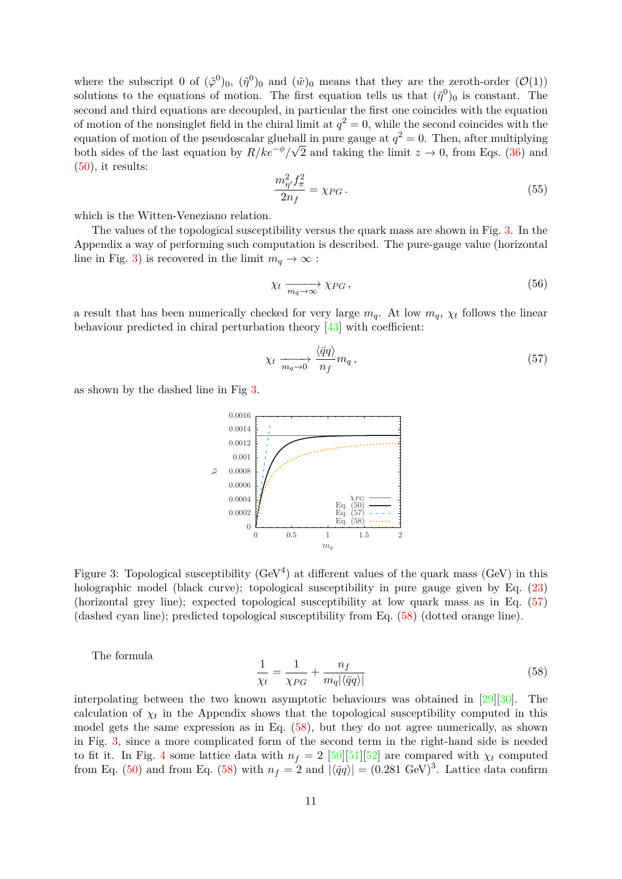where the subscript 0 of $(\tilde{\varphi}^0)_0$, $(\tilde{\eta}^0)_0$ and $(\tilde{w})_0$ means that they are the zeroth-order ($\mathcal{O}(1)$) solutions to the equations of motion. The first equation tells us that $(\tilde{\eta}^0)_0$ is constant. The second and third equations are decoupled, in particular the first one coincides with the equation of motion of the nonsinglet field in the chiral limit at $q^2 = 0$, while the second coincides with the equation of motion of the pseudoscalar glueball in pure gauge at $q^2 = 0$. Then, after multiplying both sides of the last equation by $R/ke^{-\phi}/\sqrt{2}$ and taking the limit $z \to 0$, from Eqs. (36) and (50), it results:

$$\frac{m_{\eta'}^2 f_\pi^2}{2n_f} = \chi_{PG}\,. \tag{55}$$

which is the Witten-Veneziano relation.

The values of the topological susceptibility versus the quark mass are shown in Fig. 3. In the Appendix a way of performing such computation is described. The pure-gauge value (horizontal line in Fig. 3) is recovered in the limit $m_q \to \infty$ :

$$\chi_t \xrightarrow[m_q\to\infty]{} \chi_{PG}\,, \tag{56}$$

a result that has been numerically checked for very large $m_q$. At low $m_q$, $\chi_t$ follows the linear behaviour predicted in chiral perturbation theory [43] with coefficient:

$$\chi_t \xrightarrow[m_q\to 0]{} \frac{\langle \bar{q}q\rangle}{n_f} m_q\,, \tag{57}$$

as shown by the dashed line in Fig 3.

Figure 3: Topological susceptibility (GeV$^4$) at different values of the quark mass (GeV) in this holographic model (black curve); topological susceptibility in pure gauge given by Eq. (23) (horizontal grey line); expected topological susceptibility at low quark mass as in Eq. (57) (dashed cyan line); predicted topological susceptibility from Eq. (58) (dotted orange line).

The formula

$$\frac{1}{\chi_t} = \frac{1}{\chi_{PG}} + \frac{n_f}{m_q|\langle \bar{q}q\rangle|} \tag{58}$$

interpolating between the two known asymptotic behaviours was obtained in [29][30]. The calculation of $\chi_t$ in the Appendix shows that the topological susceptibility computed in this model gets the same expression as in Eq. (58), but they do not agree numerically, as shown in Fig. 3, since a more complicated form of the second term in the right-hand side is needed to fit it. In Fig. 4 some lattice data with $n_f = 2$ [50][51][52] are compared with $\chi_t$ computed from Eq. (50) and from Eq. (58) with $n_f = 2$ and $|\langle \bar{q}q\rangle| = (0.281\text{ GeV})^3$. Lattice data confirm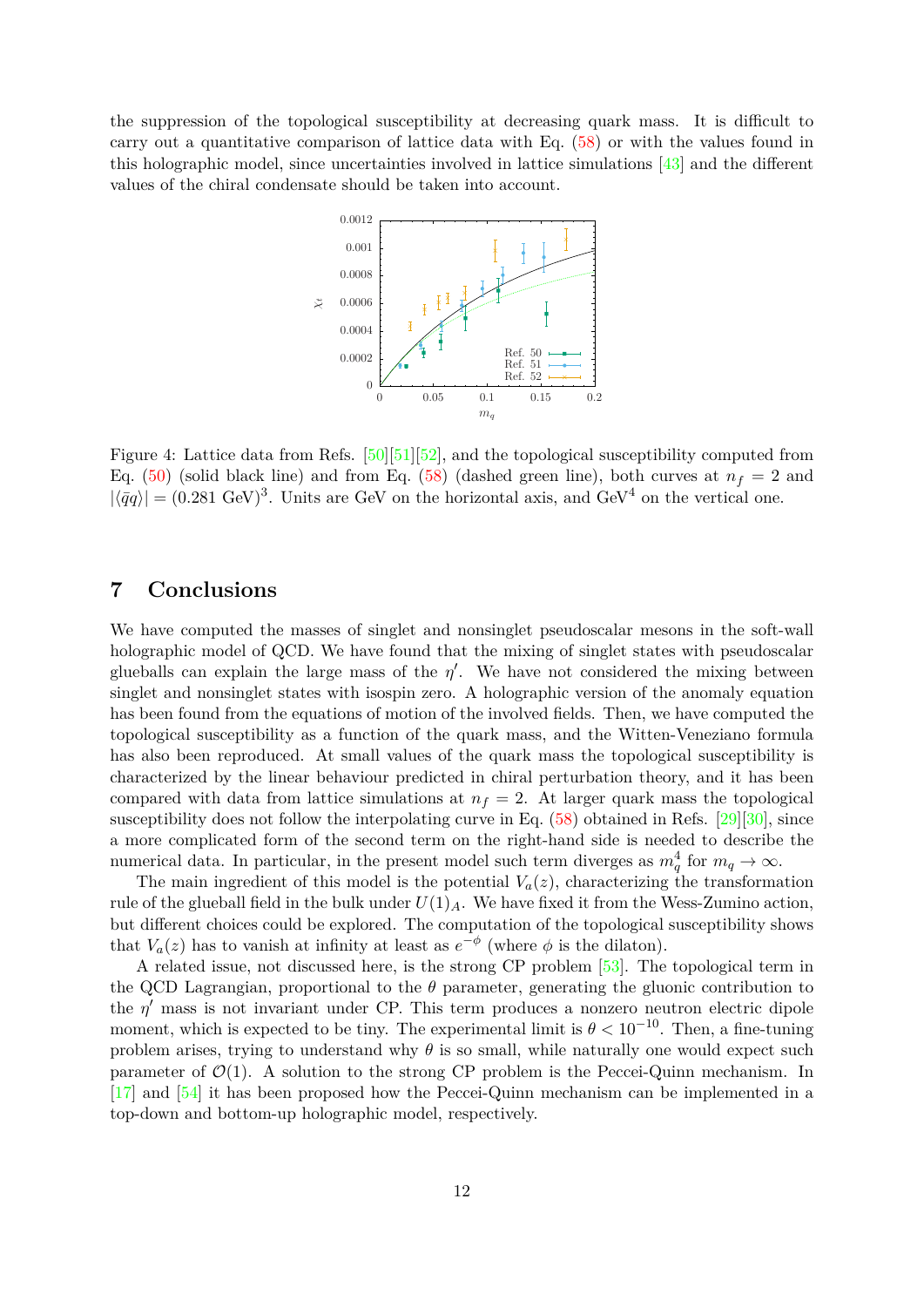the suppression of the topological susceptibility at decreasing quark mass. It is difficult to carry out a quantitative comparison of lattice data with Eq. (58) or with the values found in this holographic model, since uncertainties involved in lattice simulations [43] and the different values of the chiral condensate should be taken into account.

Figure 4: Lattice data from Refs. [50][51][52], and the topological susceptibility computed from Eq. (50) (solid black line) and from Eq. (58) (dashed green line), both curves at $n_f = 2$ and $|\langle \bar{q}q \rangle| = (0.281 \text{ GeV})^3$. Units are GeV on the horizontal axis, and GeV$^4$ on the vertical one.

## 7 Conclusions

We have computed the masses of singlet and nonsinglet pseudoscalar mesons in the soft-wall holographic model of QCD. We have found that the mixing of singlet states with pseudoscalar glueballs can explain the large mass of the $\eta'$. We have not considered the mixing between singlet and nonsinglet states with isospin zero. A holographic version of the anomaly equation has been found from the equations of motion of the involved fields. Then, we have computed the topological susceptibility as a function of the quark mass, and the Witten-Veneziano formula has also been reproduced. At small values of the quark mass the topological susceptibility is characterized by the linear behaviour predicted in chiral perturbation theory, and it has been compared with data from lattice simulations at $n_f = 2$. At larger quark mass the topological susceptibility does not follow the interpolating curve in Eq. (58) obtained in Refs. [29][30], since a more complicated form of the second term on the right-hand side is needed to describe the numerical data. In particular, in the present model such term diverges as $m_q^4$ for $m_q \to \infty$.

The main ingredient of this model is the potential $V_a(z)$, characterizing the transformation rule of the glueball field in the bulk under $U(1)_A$. We have fixed it from the Wess-Zumino action, but different choices could be explored. The computation of the topological susceptibility shows that $V_a(z)$ has to vanish at infinity at least as $e^{-\phi}$ (where $\phi$ is the dilaton).

A related issue, not discussed here, is the strong CP problem [53]. The topological term in the QCD Lagrangian, proportional to the $\theta$ parameter, generating the gluonic contribution to the $\eta'$ mass is not invariant under CP. This term produces a nonzero neutron electric dipole moment, which is expected to be tiny. The experimental limit is $\theta < 10^{-10}$. Then, a fine-tuning problem arises, trying to understand why $\theta$ is so small, while naturally one would expect such parameter of $\mathcal{O}(1)$. A solution to the strong CP problem is the Peccei-Quinn mechanism. In [17] and [54] it has been proposed how the Peccei-Quinn mechanism can be implemented in a top-down and bottom-up holographic model, respectively.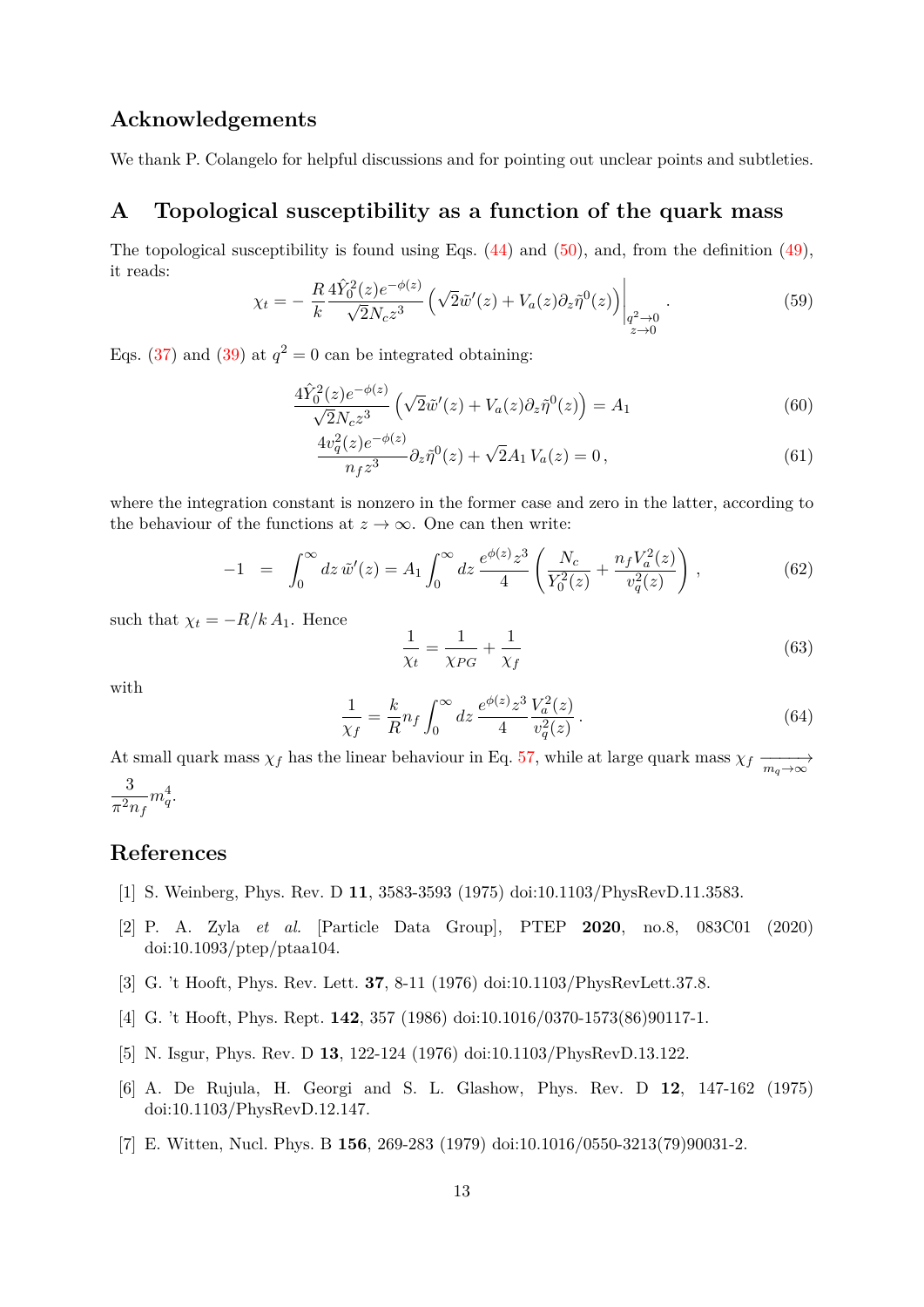## Acknowledgements

We thank P. Colangelo for helpful discussions and for pointing out unclear points and subtleties.

## A Topological susceptibility as a function of the quark mass

The topological susceptibility is found using Eqs. (44) and (50), and, from the definition (49), it reads:

$$\chi_t = -\frac{R}{k}\frac{4\hat{Y}_0^2(z)e^{-\phi(z)}}{\sqrt{2}N_c z^3}\left(\sqrt{2}\tilde{w}'(z) + V_a(z)\partial_z\tilde{\eta}^0(z)\right)\Big|_{\substack{q^2\to 0\\ z\to 0}}. \tag{59}$$

Eqs. (37) and (39) at $q^2 = 0$ can be integrated obtaining:

$$\frac{4\hat{Y}_0^2(z)e^{-\phi(z)}}{\sqrt{2}N_c z^3}\left(\sqrt{2}\tilde{w}'(z) + V_a(z)\partial_z\tilde{\eta}^0(z)\right) = A_1 \tag{60}$$

$$\frac{4v_q^2(z)e^{-\phi(z)}}{n_f z^3}\partial_z\tilde{\eta}^0(z) + \sqrt{2}A_1\, V_a(z) = 0\,, \tag{61}$$

where the integration constant is nonzero in the former case and zero in the latter, according to the behaviour of the functions at $z\to\infty$. One can then write:

$$-1 \;=\; \int_0^\infty dz\,\tilde{w}'(z) = A_1\int_0^\infty dz\,\frac{e^{\phi(z)}z^3}{4}\left(\frac{N_c}{Y_0^2(z)} + \frac{n_f V_a^2(z)}{v_q^2(z)}\right), \tag{62}$$

such that $\chi_t = -R/k\, A_1$. Hence

$$\frac{1}{\chi_t} = \frac{1}{\chi_{PG}} + \frac{1}{\chi_f} \tag{63}$$

with

$$\frac{1}{\chi_f} = \frac{k}{R}n_f\int_0^\infty dz\,\frac{e^{\phi(z)}z^3}{4}\frac{V_a^2(z)}{v_q^2(z)}\,. \tag{64}$$

At small quark mass $\chi_f$ has the linear behaviour in Eq. 57, while at large quark mass $\chi_f \xrightarrow[m_q\to\infty]{} \frac{3}{\pi^2 n_f}m_q^4$.

## References

[1] S. Weinberg, Phys. Rev. D **11**, 3583-3593 (1975) doi:10.1103/PhysRevD.11.3583.

[2] P. A. Zyla *et al.* [Particle Data Group], PTEP **2020**, no.8, 083C01 (2020) doi:10.1093/ptep/ptaa104.

[3] G. 't Hooft, Phys. Rev. Lett. **37**, 8-11 (1976) doi:10.1103/PhysRevLett.37.8.

[4] G. 't Hooft, Phys. Rept. **142**, 357 (1986) doi:10.1016/0370-1573(86)90117-1.

[5] N. Isgur, Phys. Rev. D **13**, 122-124 (1976) doi:10.1103/PhysRevD.13.122.

[6] A. De Rujula, H. Georgi and S. L. Glashow, Phys. Rev. D **12**, 147-162 (1975) doi:10.1103/PhysRevD.12.147.

[7] E. Witten, Nucl. Phys. B **156**, 269-283 (1979) doi:10.1016/0550-3213(79)90031-2.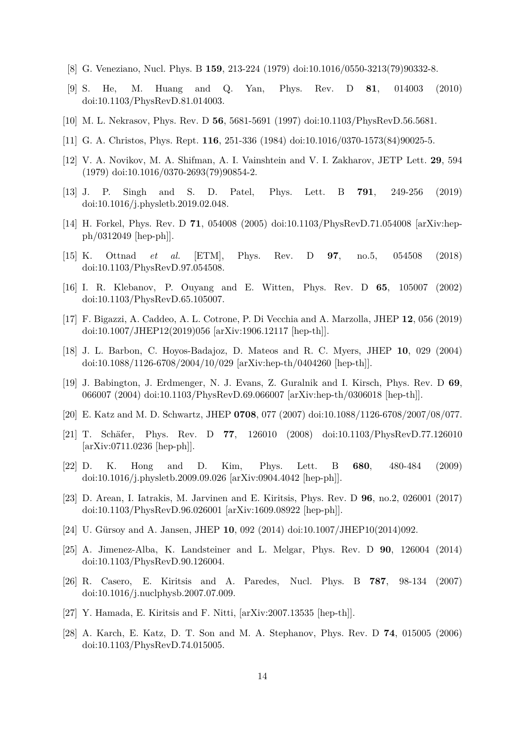[8] G. Veneziano, Nucl. Phys. B **159**, 213-224 (1979) doi:10.1016/0550-3213(79)90332-8.

[9] S. He, M. Huang and Q. Yan, Phys. Rev. D **81**, 014003 (2010) doi:10.1103/PhysRevD.81.014003.

[10] M. L. Nekrasov, Phys. Rev. D **56**, 5681-5691 (1997) doi:10.1103/PhysRevD.56.5681.

[11] G. A. Christos, Phys. Rept. **116**, 251-336 (1984) doi:10.1016/0370-1573(84)90025-5.

[12] V. A. Novikov, M. A. Shifman, A. I. Vainshtein and V. I. Zakharov, JETP Lett. **29**, 594 (1979) doi:10.1016/0370-2693(79)90854-2.

[13] J. P. Singh and S. D. Patel, Phys. Lett. B **791**, 249-256 (2019) doi:10.1016/j.physletb.2019.02.048.

[14] H. Forkel, Phys. Rev. D **71**, 054008 (2005) doi:10.1103/PhysRevD.71.054008 [arXiv:hep-ph/0312049 [hep-ph]].

[15] K. Ottnad *et al.* [ETM], Phys. Rev. D **97**, no.5, 054508 (2018) doi:10.1103/PhysRevD.97.054508.

[16] I. R. Klebanov, P. Ouyang and E. Witten, Phys. Rev. D **65**, 105007 (2002) doi:10.1103/PhysRevD.65.105007.

[17] F. Bigazzi, A. Caddeo, A. L. Cotrone, P. Di Vecchia and A. Marzolla, JHEP **12**, 056 (2019) doi:10.1007/JHEP12(2019)056 [arXiv:1906.12117 [hep-th]].

[18] J. L. Barbon, C. Hoyos-Badajoz, D. Mateos and R. C. Myers, JHEP **10**, 029 (2004) doi:10.1088/1126-6708/2004/10/029 [arXiv:hep-th/0404260 [hep-th]].

[19] J. Babington, J. Erdmenger, N. J. Evans, Z. Guralnik and I. Kirsch, Phys. Rev. D **69**, 066007 (2004) doi:10.1103/PhysRevD.69.066007 [arXiv:hep-th/0306018 [hep-th]].

[20] E. Katz and M. D. Schwartz, JHEP **0708**, 077 (2007) doi:10.1088/1126-6708/2007/08/077.

[21] T. Schäfer, Phys. Rev. D **77**, 126010 (2008) doi:10.1103/PhysRevD.77.126010 [arXiv:0711.0236 [hep-ph]].

[22] D. K. Hong and D. Kim, Phys. Lett. B **680**, 480-484 (2009) doi:10.1016/j.physletb.2009.09.026 [arXiv:0904.4042 [hep-ph]].

[23] D. Arean, I. Iatrakis, M. Jarvinen and E. Kiritsis, Phys. Rev. D **96**, no.2, 026001 (2017) doi:10.1103/PhysRevD.96.026001 [arXiv:1609.08922 [hep-ph]].

[24] U. Gürsoy and A. Jansen, JHEP **10**, 092 (2014) doi:10.1007/JHEP10(2014)092.

[25] A. Jimenez-Alba, K. Landsteiner and L. Melgar, Phys. Rev. D **90**, 126004 (2014) doi:10.1103/PhysRevD.90.126004.

[26] R. Casero, E. Kiritsis and A. Paredes, Nucl. Phys. B **787**, 98-134 (2007) doi:10.1016/j.nuclphysb.2007.07.009.

[27] Y. Hamada, E. Kiritsis and F. Nitti, [arXiv:2007.13535 [hep-th]].

[28] A. Karch, E. Katz, D. T. Son and M. A. Stephanov, Phys. Rev. D **74**, 015005 (2006) doi:10.1103/PhysRevD.74.015005.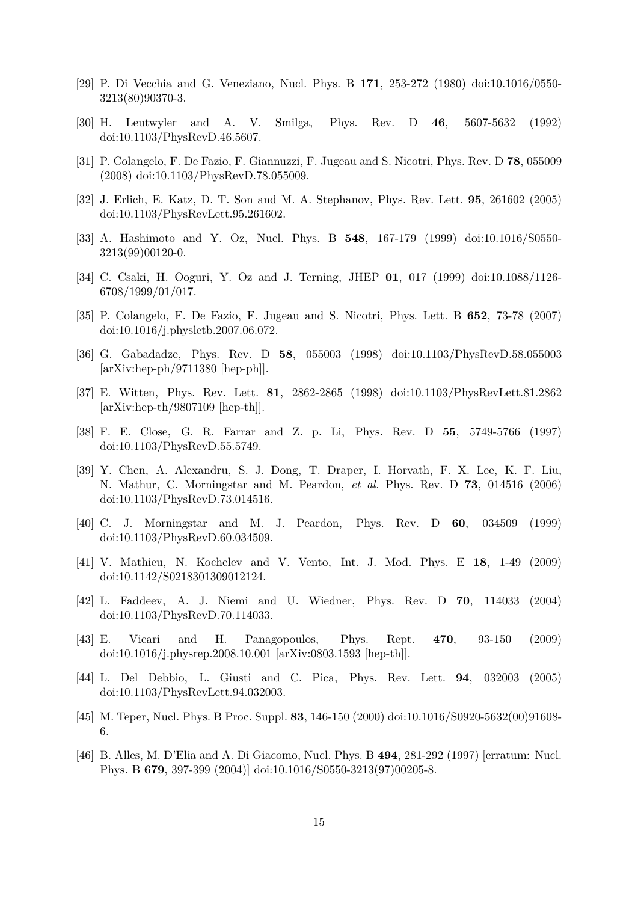[29] P. Di Vecchia and G. Veneziano, Nucl. Phys. B **171**, 253-272 (1980) doi:10.1016/0550-3213(80)90370-3.

[30] H. Leutwyler and A. V. Smilga, Phys. Rev. D **46**, 5607-5632 (1992) doi:10.1103/PhysRevD.46.5607.

[31] P. Colangelo, F. De Fazio, F. Giannuzzi, F. Jugeau and S. Nicotri, Phys. Rev. D **78**, 055009 (2008) doi:10.1103/PhysRevD.78.055009.

[32] J. Erlich, E. Katz, D. T. Son and M. A. Stephanov, Phys. Rev. Lett. **95**, 261602 (2005) doi:10.1103/PhysRevLett.95.261602.

[33] A. Hashimoto and Y. Oz, Nucl. Phys. B **548**, 167-179 (1999) doi:10.1016/S0550-3213(99)00120-0.

[34] C. Csaki, H. Ooguri, Y. Oz and J. Terning, JHEP **01**, 017 (1999) doi:10.1088/1126-6708/1999/01/017.

[35] P. Colangelo, F. De Fazio, F. Jugeau and S. Nicotri, Phys. Lett. B **652**, 73-78 (2007) doi:10.1016/j.physletb.2007.06.072.

[36] G. Gabadadze, Phys. Rev. D **58**, 055003 (1998) doi:10.1103/PhysRevD.58.055003 [arXiv:hep-ph/9711380 [hep-ph]].

[37] E. Witten, Phys. Rev. Lett. **81**, 2862-2865 (1998) doi:10.1103/PhysRevLett.81.2862 [arXiv:hep-th/9807109 [hep-th]].

[38] F. E. Close, G. R. Farrar and Z. p. Li, Phys. Rev. D **55**, 5749-5766 (1997) doi:10.1103/PhysRevD.55.5749.

[39] Y. Chen, A. Alexandru, S. J. Dong, T. Draper, I. Horvath, F. X. Lee, K. F. Liu, N. Mathur, C. Morningstar and M. Peardon, *et al.* Phys. Rev. D **73**, 014516 (2006) doi:10.1103/PhysRevD.73.014516.

[40] C. J. Morningstar and M. J. Peardon, Phys. Rev. D **60**, 034509 (1999) doi:10.1103/PhysRevD.60.034509.

[41] V. Mathieu, N. Kochelev and V. Vento, Int. J. Mod. Phys. E **18**, 1-49 (2009) doi:10.1142/S0218301309012124.

[42] L. Faddeev, A. J. Niemi and U. Wiedner, Phys. Rev. D **70**, 114033 (2004) doi:10.1103/PhysRevD.70.114033.

[43] E. Vicari and H. Panagopoulos, Phys. Rept. **470**, 93-150 (2009) doi:10.1016/j.physrep.2008.10.001 [arXiv:0803.1593 [hep-th]].

[44] L. Del Debbio, L. Giusti and C. Pica, Phys. Rev. Lett. **94**, 032003 (2005) doi:10.1103/PhysRevLett.94.032003.

[45] M. Teper, Nucl. Phys. B Proc. Suppl. **83**, 146-150 (2000) doi:10.1016/S0920-5632(00)91608-6.

[46] B. Alles, M. D'Elia and A. Di Giacomo, Nucl. Phys. B **494**, 281-292 (1997) [erratum: Nucl. Phys. B **679**, 397-399 (2004)] doi:10.1016/S0550-3213(97)00205-8.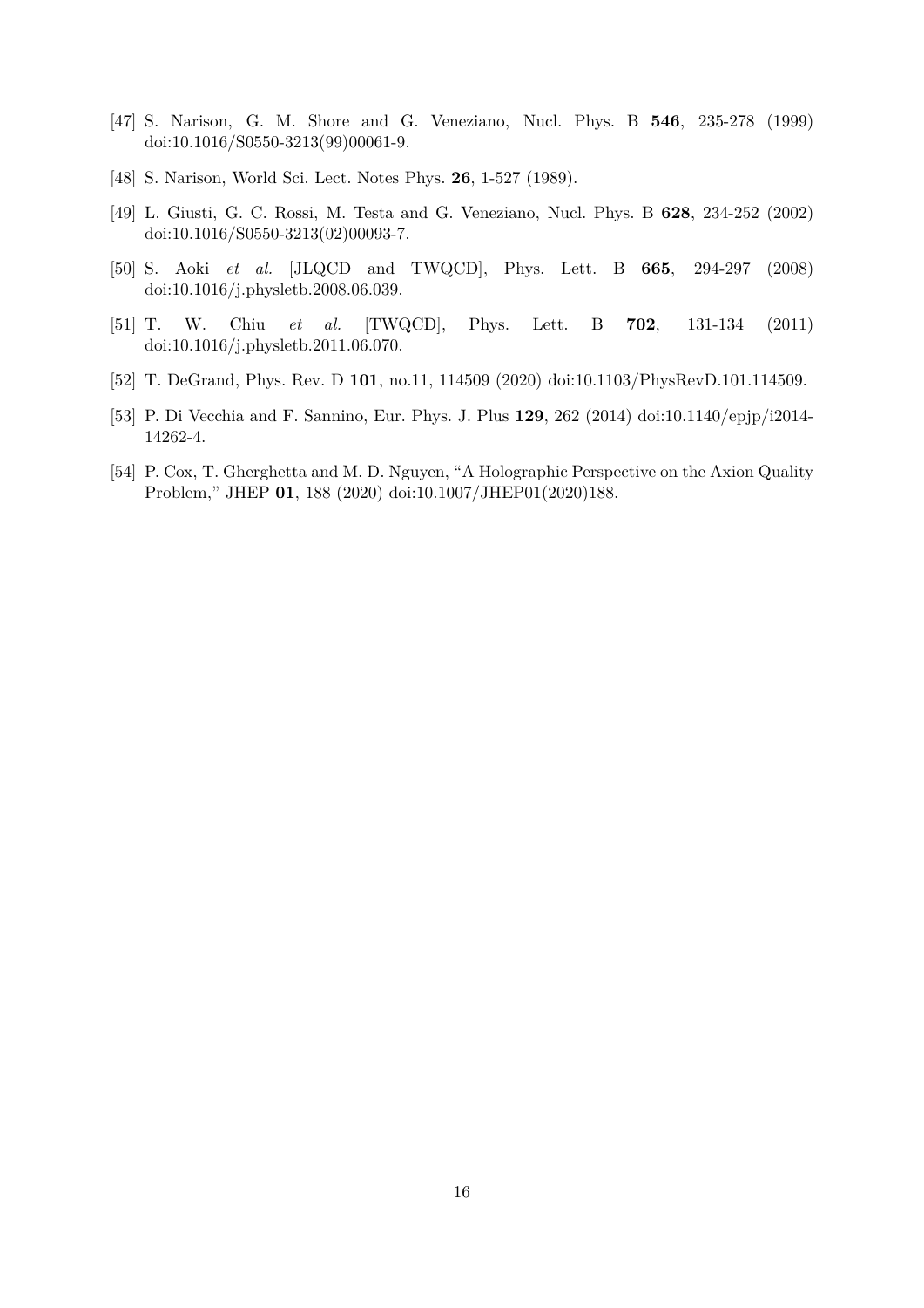[47] S. Narison, G. M. Shore and G. Veneziano, Nucl. Phys. B **546**, 235-278 (1999) doi:10.1016/S0550-3213(99)00061-9.

[48] S. Narison, World Sci. Lect. Notes Phys. **26**, 1-527 (1989).

[49] L. Giusti, G. C. Rossi, M. Testa and G. Veneziano, Nucl. Phys. B **628**, 234-252 (2002) doi:10.1016/S0550-3213(02)00093-7.

[50] S. Aoki *et al.* [JLQCD and TWQCD], Phys. Lett. B **665**, 294-297 (2008) doi:10.1016/j.physletb.2008.06.039.

[51] T. W. Chiu *et al.* [TWQCD], Phys. Lett. B **702**, 131-134 (2011) doi:10.1016/j.physletb.2011.06.070.

[52] T. DeGrand, Phys. Rev. D **101**, no.11, 114509 (2020) doi:10.1103/PhysRevD.101.114509.

[53] P. Di Vecchia and F. Sannino, Eur. Phys. J. Plus **129**, 262 (2014) doi:10.1140/epjp/i2014-14262-4.

[54] P. Cox, T. Gherghetta and M. D. Nguyen, "A Holographic Perspective on the Axion Quality Problem," JHEP **01**, 188 (2020) doi:10.1007/JHEP01(2020)188.